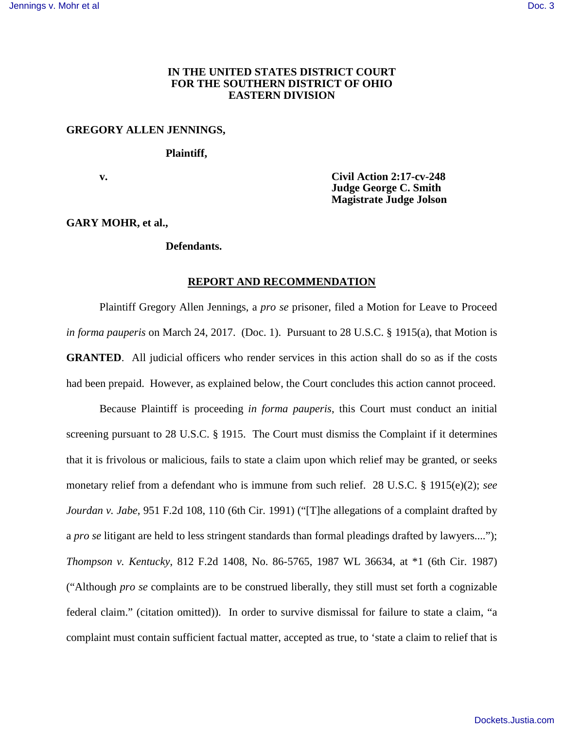**IN THE UNITED STATES DISTRICT COURT**
**FOR THE SOUTHERN DISTRICT OF OHIO**
**EASTERN DIVISION**

**GREGORY ALLEN JENNINGS,**

**Plaintiff,**

**v.**

**Civil Action 2:17-cv-248**
**Judge George C. Smith**
**Magistrate Judge Jolson**

**GARY MOHR, et al.,**

**Defendants.**

## REPORT AND RECOMMENDATION

Plaintiff Gregory Allen Jennings, a *pro se* prisoner, filed a Motion for Leave to Proceed *in forma pauperis* on March 24, 2017. (Doc. 1). Pursuant to 28 U.S.C. § 1915(a), that Motion is **GRANTED**. All judicial officers who render services in this action shall do so as if the costs had been prepaid. However, as explained below, the Court concludes this action cannot proceed.

Because Plaintiff is proceeding *in forma pauperis*, this Court must conduct an initial screening pursuant to 28 U.S.C. § 1915. The Court must dismiss the Complaint if it determines that it is frivolous or malicious, fails to state a claim upon which relief may be granted, or seeks monetary relief from a defendant who is immune from such relief. 28 U.S.C. § 1915(e)(2); *see Jourdan v. Jabe*, 951 F.2d 108, 110 (6th Cir. 1991) ("[T]he allegations of a complaint drafted by a *pro se* litigant are held to less stringent standards than formal pleadings drafted by lawyers...."); *Thompson v. Kentucky*, 812 F.2d 1408, No. 86-5765, 1987 WL 36634, at *1 (6th Cir. 1987) ("Although *pro se* complaints are to be construed liberally, they still must set forth a cognizable federal claim." (citation omitted)). In order to survive dismissal for failure to state a claim, "a complaint must contain sufficient factual matter, accepted as true, to 'state a claim to relief that is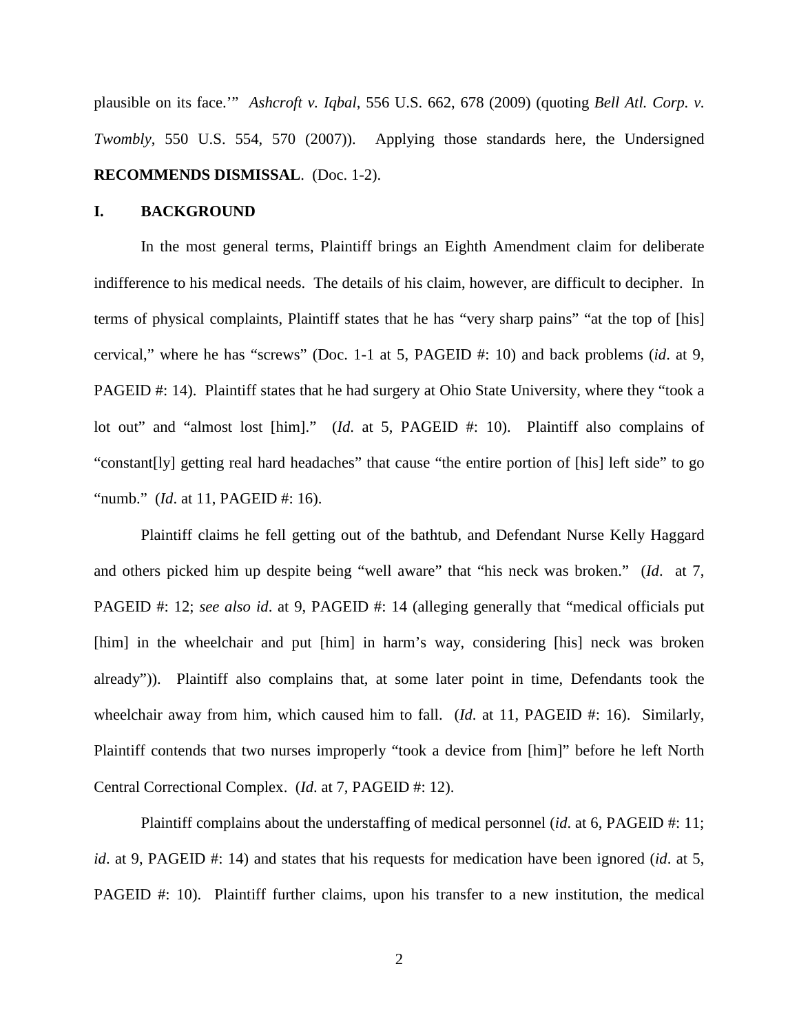plausible on its face.'" *Ashcroft v. Iqbal*, 556 U.S. 662, 678 (2009) (quoting *Bell Atl. Corp. v. Twombly*, 550 U.S. 554, 570 (2007)). Applying those standards here, the Undersigned **RECOMMENDS DISMISSAL**. (Doc. 1-2).

## I. BACKGROUND

In the most general terms, Plaintiff brings an Eighth Amendment claim for deliberate indifference to his medical needs. The details of his claim, however, are difficult to decipher. In terms of physical complaints, Plaintiff states that he has "very sharp pains" "at the top of [his] cervical," where he has "screws" (Doc. 1-1 at 5, PAGEID #: 10) and back problems (*id*. at 9, PAGEID #: 14). Plaintiff states that he had surgery at Ohio State University, where they "took a lot out" and "almost lost [him]." (*Id*. at 5, PAGEID #: 10). Plaintiff also complains of "constant[ly] getting real hard headaches" that cause "the entire portion of [his] left side" to go "numb." (*Id*. at 11, PAGEID #: 16).

Plaintiff claims he fell getting out of the bathtub, and Defendant Nurse Kelly Haggard and others picked him up despite being "well aware" that "his neck was broken." (*Id*. at 7, PAGEID #: 12; *see also id*. at 9, PAGEID #: 14 (alleging generally that "medical officials put [him] in the wheelchair and put [him] in harm's way, considering [his] neck was broken already")). Plaintiff also complains that, at some later point in time, Defendants took the wheelchair away from him, which caused him to fall. (*Id*. at 11, PAGEID #: 16). Similarly, Plaintiff contends that two nurses improperly "took a device from [him]" before he left North Central Correctional Complex. (*Id*. at 7, PAGEID #: 12).

Plaintiff complains about the understaffing of medical personnel (*id*. at 6, PAGEID #: 11; *id*. at 9, PAGEID #: 14) and states that his requests for medication have been ignored (*id*. at 5, PAGEID #: 10). Plaintiff further claims, upon his transfer to a new institution, the medical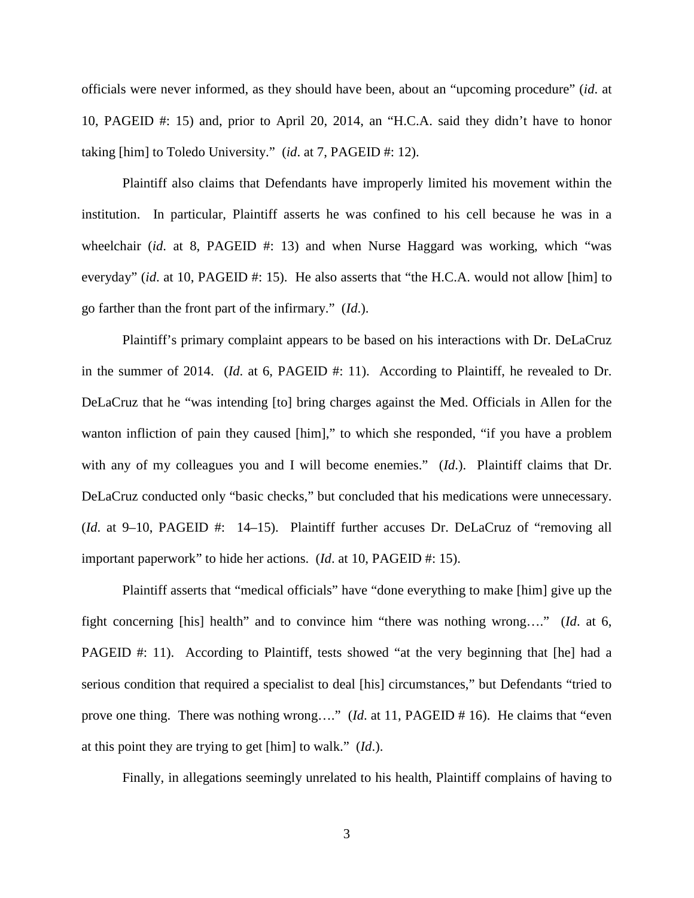officials were never informed, as they should have been, about an "upcoming procedure" (*id*. at 10, PAGEID #: 15) and, prior to April 20, 2014, an "H.C.A. said they didn't have to honor taking [him] to Toledo University." (*id*. at 7, PAGEID #: 12).

Plaintiff also claims that Defendants have improperly limited his movement within the institution. In particular, Plaintiff asserts he was confined to his cell because he was in a wheelchair (*id*. at 8, PAGEID #: 13) and when Nurse Haggard was working, which "was everyday" (*id*. at 10, PAGEID #: 15). He also asserts that "the H.C.A. would not allow [him] to go farther than the front part of the infirmary." (*Id*.).

Plaintiff's primary complaint appears to be based on his interactions with Dr. DeLaCruz in the summer of 2014. (*Id*. at 6, PAGEID #: 11). According to Plaintiff, he revealed to Dr. DeLaCruz that he "was intending [to] bring charges against the Med. Officials in Allen for the wanton infliction of pain they caused [him]," to which she responded, "if you have a problem with any of my colleagues you and I will become enemies." (*Id*.). Plaintiff claims that Dr. DeLaCruz conducted only "basic checks," but concluded that his medications were unnecessary. (*Id*. at 9–10, PAGEID #: 14–15). Plaintiff further accuses Dr. DeLaCruz of "removing all important paperwork" to hide her actions. (*Id*. at 10, PAGEID #: 15).

Plaintiff asserts that "medical officials" have "done everything to make [him] give up the fight concerning [his] health" and to convince him "there was nothing wrong…." (*Id*. at 6, PAGEID #: 11). According to Plaintiff, tests showed "at the very beginning that [he] had a serious condition that required a specialist to deal [his] circumstances," but Defendants "tried to prove one thing. There was nothing wrong…." (*Id*. at 11, PAGEID # 16). He claims that "even at this point they are trying to get [him] to walk." (*Id*.).

Finally, in allegations seemingly unrelated to his health, Plaintiff complains of having to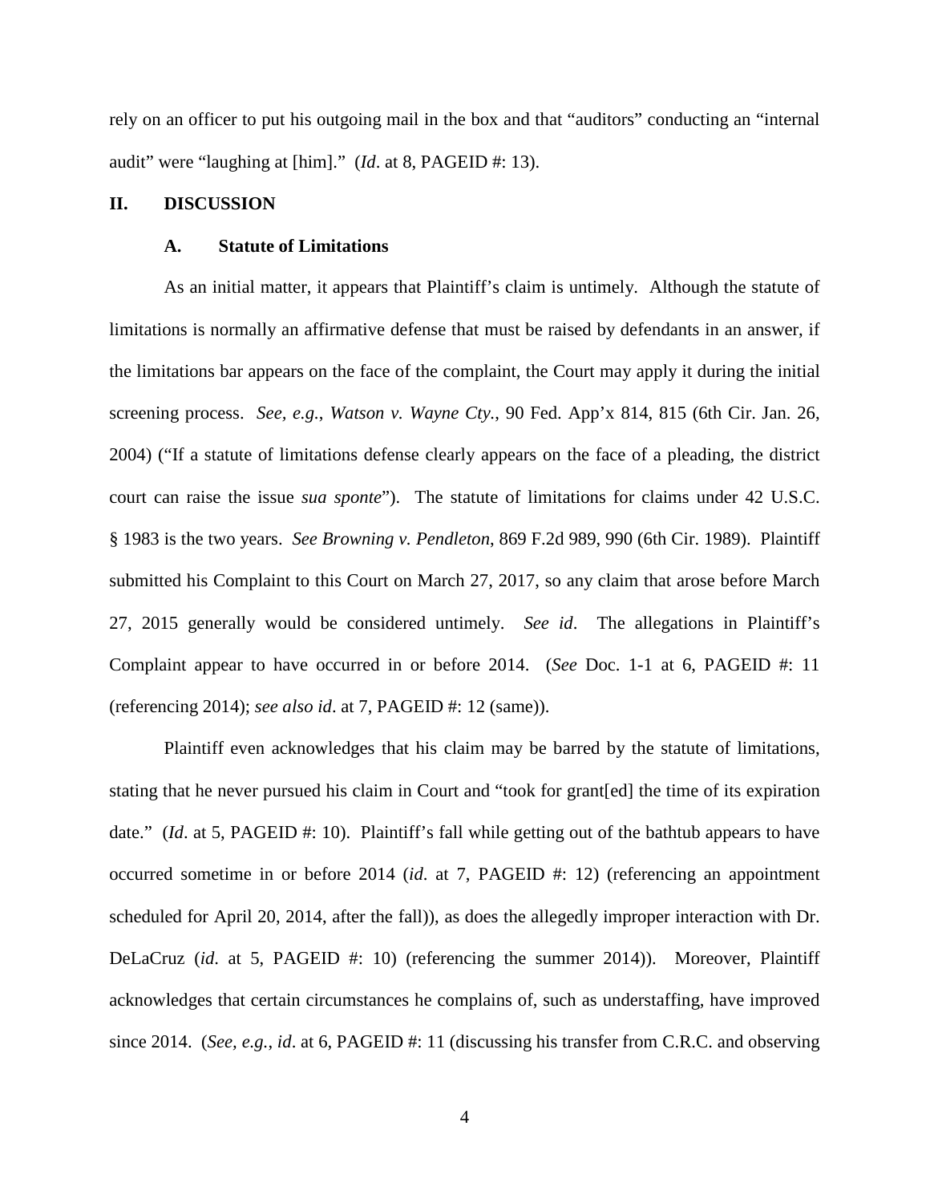rely on an officer to put his outgoing mail in the box and that "auditors" conducting an "internal audit" were "laughing at [him]." (*Id*. at 8, PAGEID #: 13).

## II. DISCUSSION

### A. Statute of Limitations

As an initial matter, it appears that Plaintiff's claim is untimely. Although the statute of limitations is normally an affirmative defense that must be raised by defendants in an answer, if the limitations bar appears on the face of the complaint, the Court may apply it during the initial screening process. *See, e.g.*, *Watson v. Wayne Cty.*, 90 Fed. App'x 814, 815 (6th Cir. Jan. 26, 2004) ("If a statute of limitations defense clearly appears on the face of a pleading, the district court can raise the issue *sua sponte*"). The statute of limitations for claims under 42 U.S.C. § 1983 is the two years. *See Browning v. Pendleton*, 869 F.2d 989, 990 (6th Cir. 1989). Plaintiff submitted his Complaint to this Court on March 27, 2017, so any claim that arose before March 27, 2015 generally would be considered untimely. *See id*. The allegations in Plaintiff's Complaint appear to have occurred in or before 2014. (*See* Doc. 1-1 at 6, PAGEID #: 11 (referencing 2014); *see also id*. at 7, PAGEID #: 12 (same)).

Plaintiff even acknowledges that his claim may be barred by the statute of limitations, stating that he never pursued his claim in Court and "took for grant[ed] the time of its expiration date." (*Id*. at 5, PAGEID #: 10). Plaintiff's fall while getting out of the bathtub appears to have occurred sometime in or before 2014 (*id*. at 7, PAGEID #: 12) (referencing an appointment scheduled for April 20, 2014, after the fall)), as does the allegedly improper interaction with Dr. DeLaCruz (*id*. at 5, PAGEID #: 10) (referencing the summer 2014)). Moreover, Plaintiff acknowledges that certain circumstances he complains of, such as understaffing, have improved since 2014. (*See, e.g.*, *id*. at 6, PAGEID #: 11 (discussing his transfer from C.R.C. and observing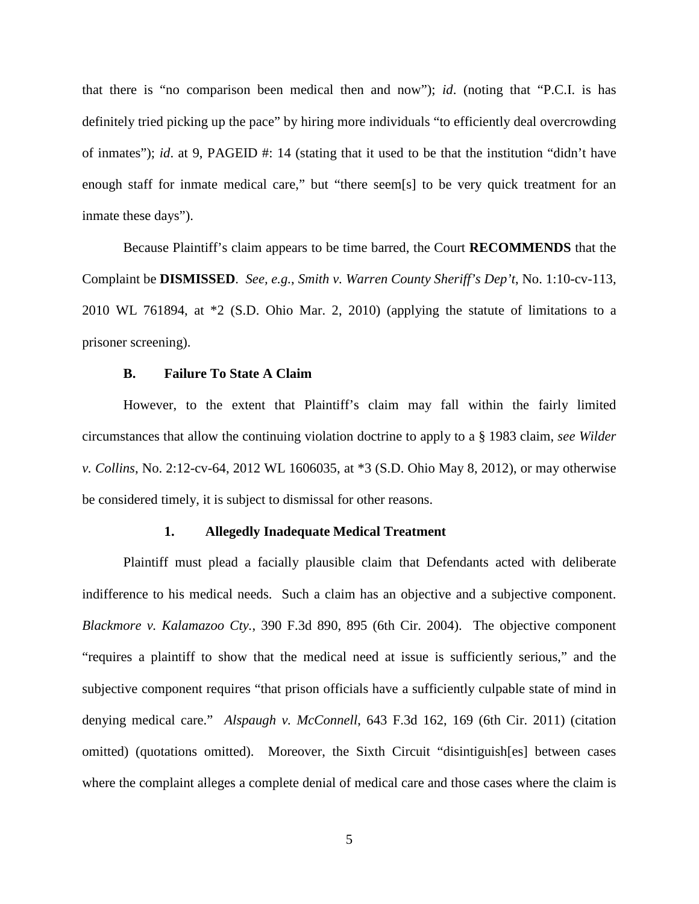that there is "no comparison been medical then and now"); *id*. (noting that "P.C.I. is has definitely tried picking up the pace" by hiring more individuals "to efficiently deal overcrowding of inmates"); *id*. at 9, PAGEID #: 14 (stating that it used to be that the institution "didn't have enough staff for inmate medical care," but "there seem[s] to be very quick treatment for an inmate these days").

Because Plaintiff's claim appears to be time barred, the Court **RECOMMENDS** that the Complaint be **DISMISSED**. *See, e.g.*, *Smith v. Warren County Sheriff's Dep't*, No. 1:10-cv-113, 2010 WL 761894, at *2 (S.D. Ohio Mar. 2, 2010) (applying the statute of limitations to a prisoner screening).

### B. Failure To State A Claim

However, to the extent that Plaintiff's claim may fall within the fairly limited circumstances that allow the continuing violation doctrine to apply to a § 1983 claim, *see Wilder v. Collins*, No. 2:12-cv-64, 2012 WL 1606035, at *3 (S.D. Ohio May 8, 2012), or may otherwise be considered timely, it is subject to dismissal for other reasons.

#### 1. Allegedly Inadequate Medical Treatment

Plaintiff must plead a facially plausible claim that Defendants acted with deliberate indifference to his medical needs. Such a claim has an objective and a subjective component. *Blackmore v. Kalamazoo Cty.*, 390 F.3d 890, 895 (6th Cir. 2004). The objective component "requires a plaintiff to show that the medical need at issue is sufficiently serious," and the subjective component requires "that prison officials have a sufficiently culpable state of mind in denying medical care." *Alspaugh v. McConnell*, 643 F.3d 162, 169 (6th Cir. 2011) (citation omitted) (quotations omitted). Moreover, the Sixth Circuit "disintiguish[es] between cases where the complaint alleges a complete denial of medical care and those cases where the claim is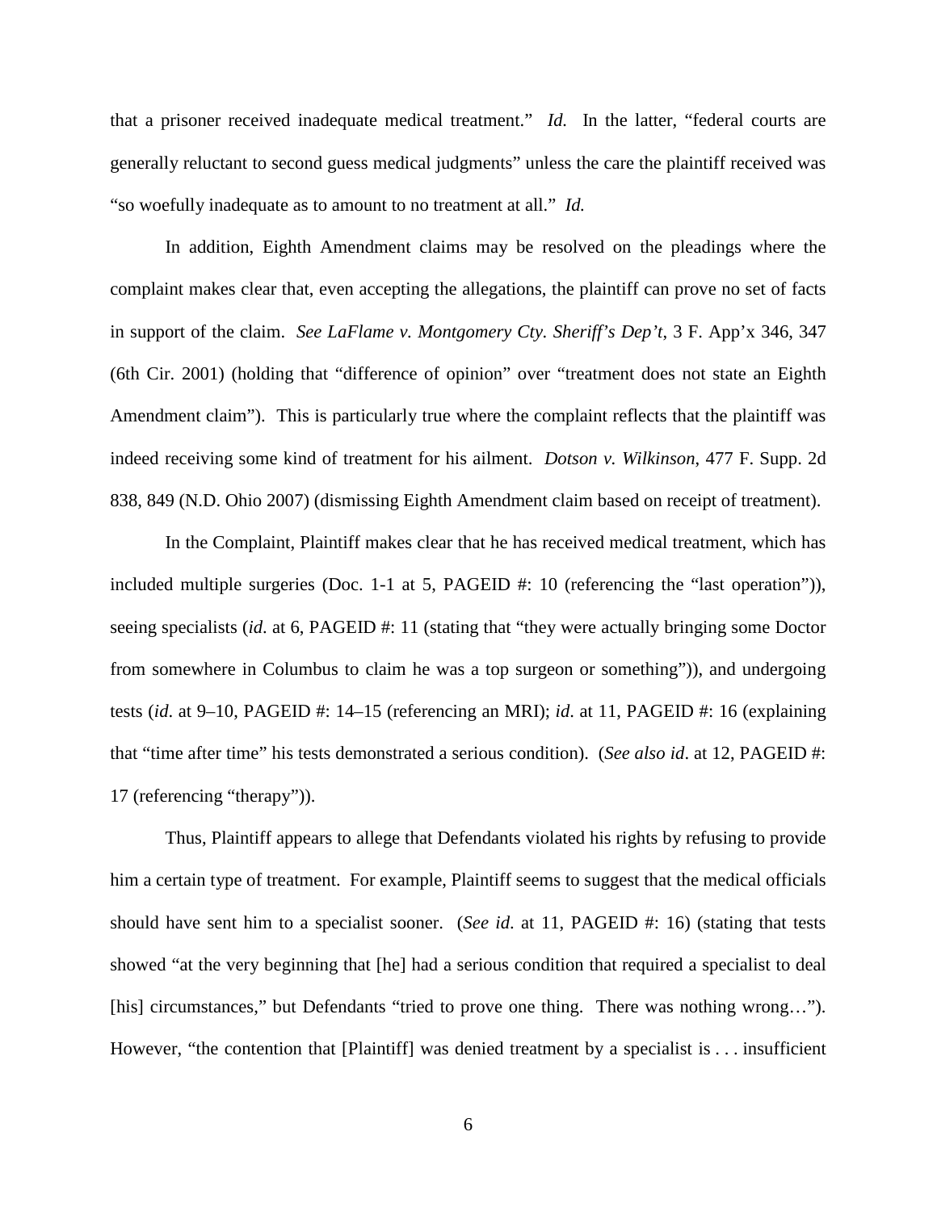that a prisoner received inadequate medical treatment." *Id.* In the latter, "federal courts are generally reluctant to second guess medical judgments" unless the care the plaintiff received was "so woefully inadequate as to amount to no treatment at all." *Id.*

In addition, Eighth Amendment claims may be resolved on the pleadings where the complaint makes clear that, even accepting the allegations, the plaintiff can prove no set of facts in support of the claim. *See LaFlame v. Montgomery Cty. Sheriff's Dep't*, 3 F. App'x 346, 347 (6th Cir. 2001) (holding that "difference of opinion" over "treatment does not state an Eighth Amendment claim"). This is particularly true where the complaint reflects that the plaintiff was indeed receiving some kind of treatment for his ailment. *Dotson v. Wilkinson*, 477 F. Supp. 2d 838, 849 (N.D. Ohio 2007) (dismissing Eighth Amendment claim based on receipt of treatment).

In the Complaint, Plaintiff makes clear that he has received medical treatment, which has included multiple surgeries (Doc. 1-1 at 5, PAGEID #: 10 (referencing the "last operation")), seeing specialists (*id*. at 6, PAGEID #: 11 (stating that "they were actually bringing some Doctor from somewhere in Columbus to claim he was a top surgeon or something")), and undergoing tests (*id*. at 9–10, PAGEID #: 14–15 (referencing an MRI); *id*. at 11, PAGEID #: 16 (explaining that "time after time" his tests demonstrated a serious condition). (*See also id*. at 12, PAGEID #: 17 (referencing "therapy")).

Thus, Plaintiff appears to allege that Defendants violated his rights by refusing to provide him a certain type of treatment. For example, Plaintiff seems to suggest that the medical officials should have sent him to a specialist sooner. (*See id*. at 11, PAGEID #: 16) (stating that tests showed "at the very beginning that [he] had a serious condition that required a specialist to deal [his] circumstances," but Defendants "tried to prove one thing. There was nothing wrong…"). However, "the contention that [Plaintiff] was denied treatment by a specialist is . . . insufficient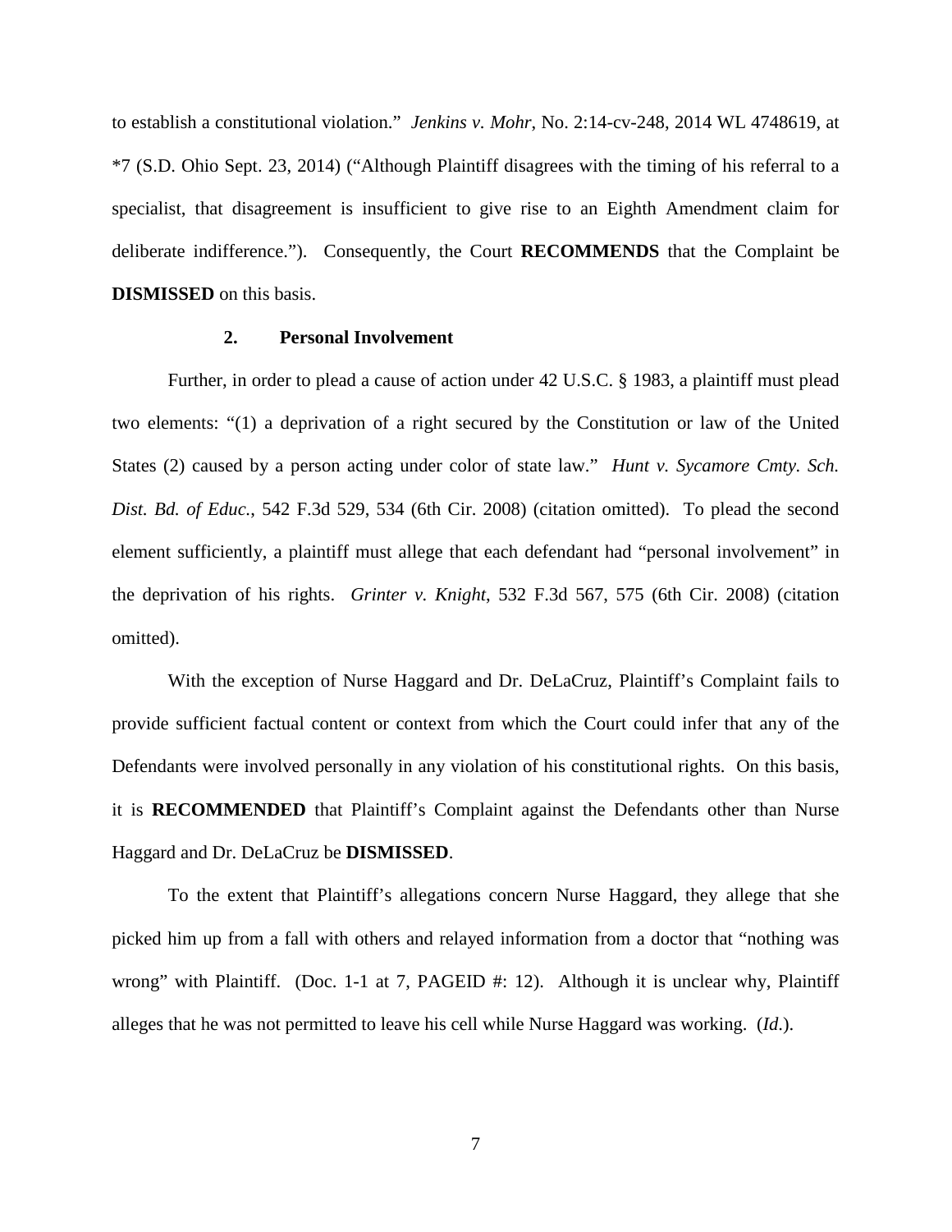to establish a constitutional violation." *Jenkins v. Mohr*, No. 2:14-cv-248, 2014 WL 4748619, at *7 (S.D. Ohio Sept. 23, 2014) ("Although Plaintiff disagrees with the timing of his referral to a specialist, that disagreement is insufficient to give rise to an Eighth Amendment claim for deliberate indifference."). Consequently, the Court **RECOMMENDS** that the Complaint be **DISMISSED** on this basis.

### 2. Personal Involvement

Further, in order to plead a cause of action under 42 U.S.C. § 1983, a plaintiff must plead two elements: "(1) a deprivation of a right secured by the Constitution or law of the United States (2) caused by a person acting under color of state law." *Hunt v. Sycamore Cmty. Sch. Dist. Bd. of Educ.*, 542 F.3d 529, 534 (6th Cir. 2008) (citation omitted). To plead the second element sufficiently, a plaintiff must allege that each defendant had "personal involvement" in the deprivation of his rights. *Grinter v. Knight*, 532 F.3d 567, 575 (6th Cir. 2008) (citation omitted).

With the exception of Nurse Haggard and Dr. DeLaCruz, Plaintiff's Complaint fails to provide sufficient factual content or context from which the Court could infer that any of the Defendants were involved personally in any violation of his constitutional rights. On this basis, it is **RECOMMENDED** that Plaintiff's Complaint against the Defendants other than Nurse Haggard and Dr. DeLaCruz be **DISMISSED**.

To the extent that Plaintiff's allegations concern Nurse Haggard, they allege that she picked him up from a fall with others and relayed information from a doctor that "nothing was wrong" with Plaintiff. (Doc. 1-1 at 7, PAGEID #: 12). Although it is unclear why, Plaintiff alleges that he was not permitted to leave his cell while Nurse Haggard was working. (*Id*.).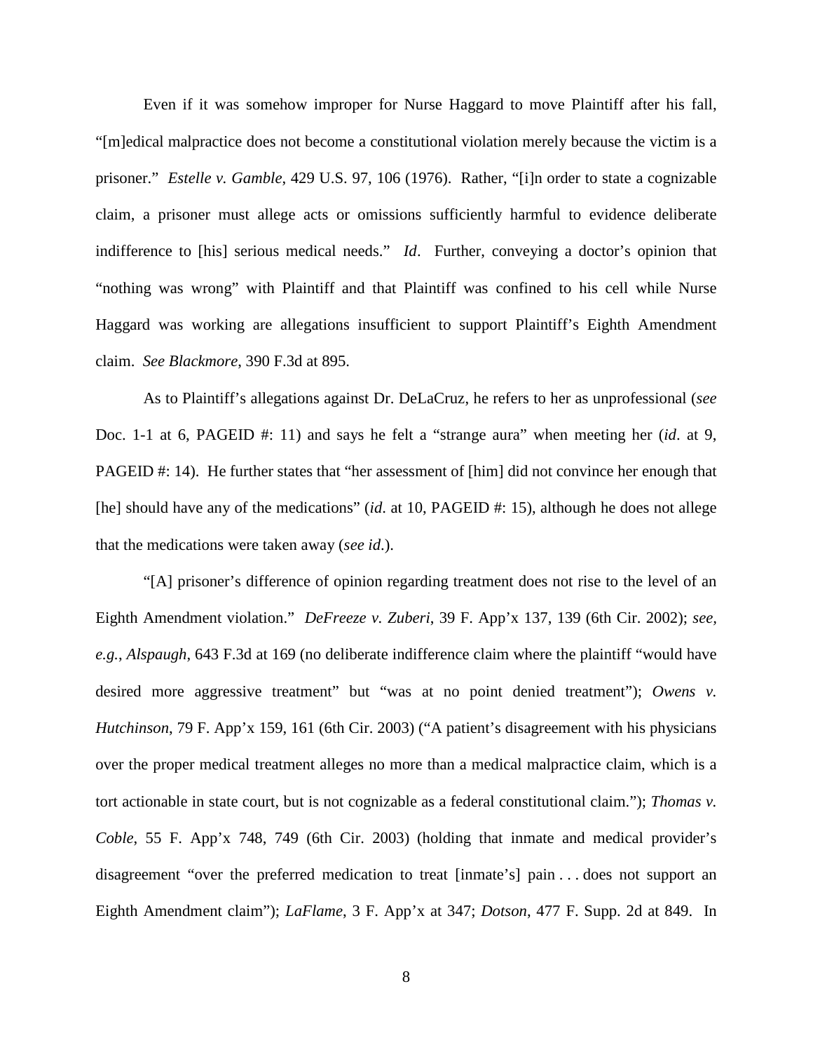Even if it was somehow improper for Nurse Haggard to move Plaintiff after his fall, "[m]edical malpractice does not become a constitutional violation merely because the victim is a prisoner." *Estelle v. Gamble*, 429 U.S. 97, 106 (1976). Rather, "[i]n order to state a cognizable claim, a prisoner must allege acts or omissions sufficiently harmful to evidence deliberate indifference to [his] serious medical needs." *Id*. Further, conveying a doctor's opinion that "nothing was wrong" with Plaintiff and that Plaintiff was confined to his cell while Nurse Haggard was working are allegations insufficient to support Plaintiff's Eighth Amendment claim. *See Blackmore*, 390 F.3d at 895.

As to Plaintiff's allegations against Dr. DeLaCruz, he refers to her as unprofessional (*see* Doc. 1-1 at 6, PAGEID #: 11) and says he felt a "strange aura" when meeting her (*id*. at 9, PAGEID #: 14). He further states that "her assessment of [him] did not convince her enough that [he] should have any of the medications" (*id*. at 10, PAGEID #: 15), although he does not allege that the medications were taken away (*see id*.).

"[A] prisoner's difference of opinion regarding treatment does not rise to the level of an Eighth Amendment violation." *DeFreeze v. Zuberi*, 39 F. App'x 137, 139 (6th Cir. 2002); *see, e.g.*, *Alspaugh*, 643 F.3d at 169 (no deliberate indifference claim where the plaintiff "would have desired more aggressive treatment" but "was at no point denied treatment"); *Owens v. Hutchinson*, 79 F. App'x 159, 161 (6th Cir. 2003) ("A patient's disagreement with his physicians over the proper medical treatment alleges no more than a medical malpractice claim, which is a tort actionable in state court, but is not cognizable as a federal constitutional claim."); *Thomas v. Coble*, 55 F. App'x 748, 749 (6th Cir. 2003) (holding that inmate and medical provider's disagreement "over the preferred medication to treat [inmate's] pain . . . does not support an Eighth Amendment claim"); *LaFlame*, 3 F. App'x at 347; *Dotson*, 477 F. Supp. 2d at 849. In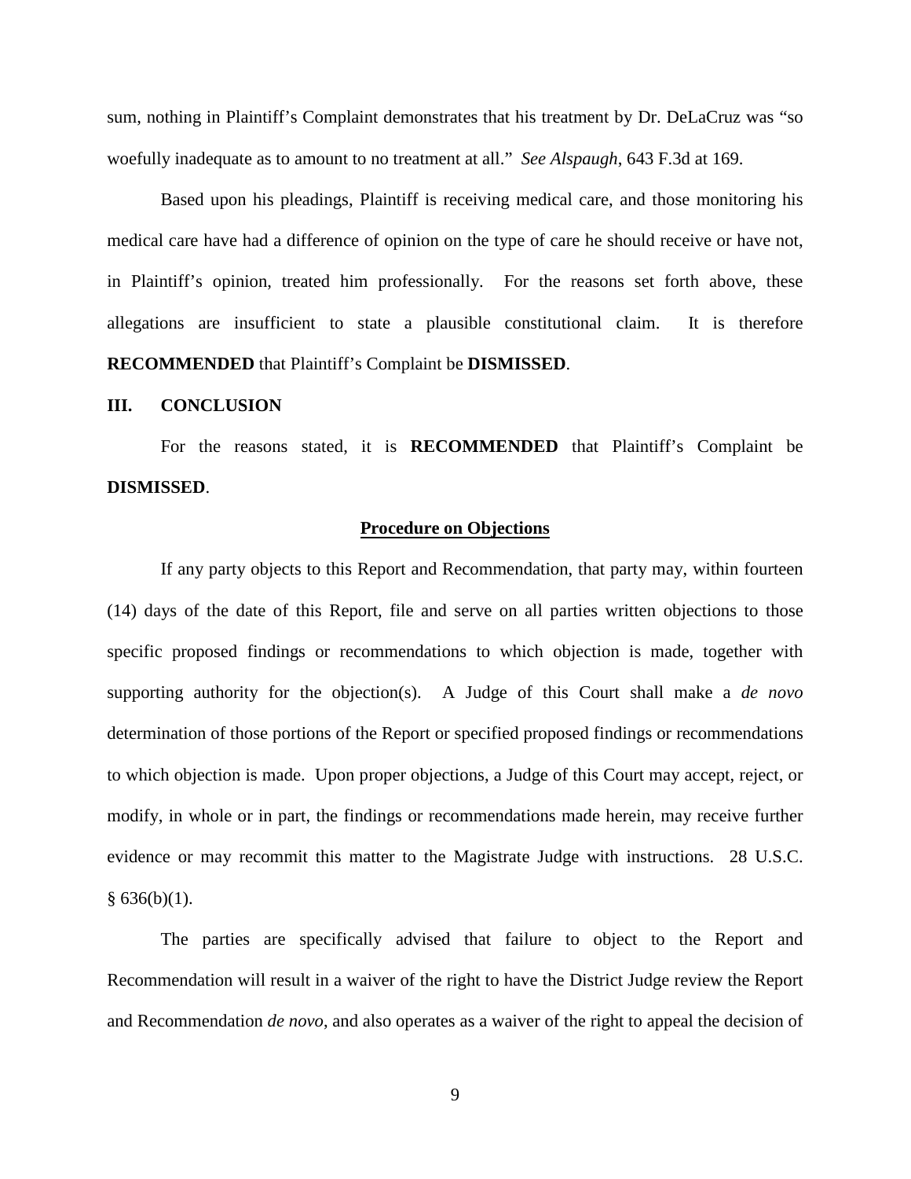sum, nothing in Plaintiff's Complaint demonstrates that his treatment by Dr. DeLaCruz was "so woefully inadequate as to amount to no treatment at all." *See Alspaugh*, 643 F.3d at 169.

Based upon his pleadings, Plaintiff is receiving medical care, and those monitoring his medical care have had a difference of opinion on the type of care he should receive or have not, in Plaintiff's opinion, treated him professionally. For the reasons set forth above, these allegations are insufficient to state a plausible constitutional claim. It is therefore **RECOMMENDED** that Plaintiff's Complaint be **DISMISSED**.

## III. CONCLUSION

For the reasons stated, it is **RECOMMENDED** that Plaintiff's Complaint be **DISMISSED**.

### Procedure on Objections

If any party objects to this Report and Recommendation, that party may, within fourteen (14) days of the date of this Report, file and serve on all parties written objections to those specific proposed findings or recommendations to which objection is made, together with supporting authority for the objection(s). A Judge of this Court shall make a *de novo* determination of those portions of the Report or specified proposed findings or recommendations to which objection is made. Upon proper objections, a Judge of this Court may accept, reject, or modify, in whole or in part, the findings or recommendations made herein, may receive further evidence or may recommit this matter to the Magistrate Judge with instructions. 28 U.S.C. § 636(b)(1).

The parties are specifically advised that failure to object to the Report and Recommendation will result in a waiver of the right to have the District Judge review the Report and Recommendation *de novo*, and also operates as a waiver of the right to appeal the decision of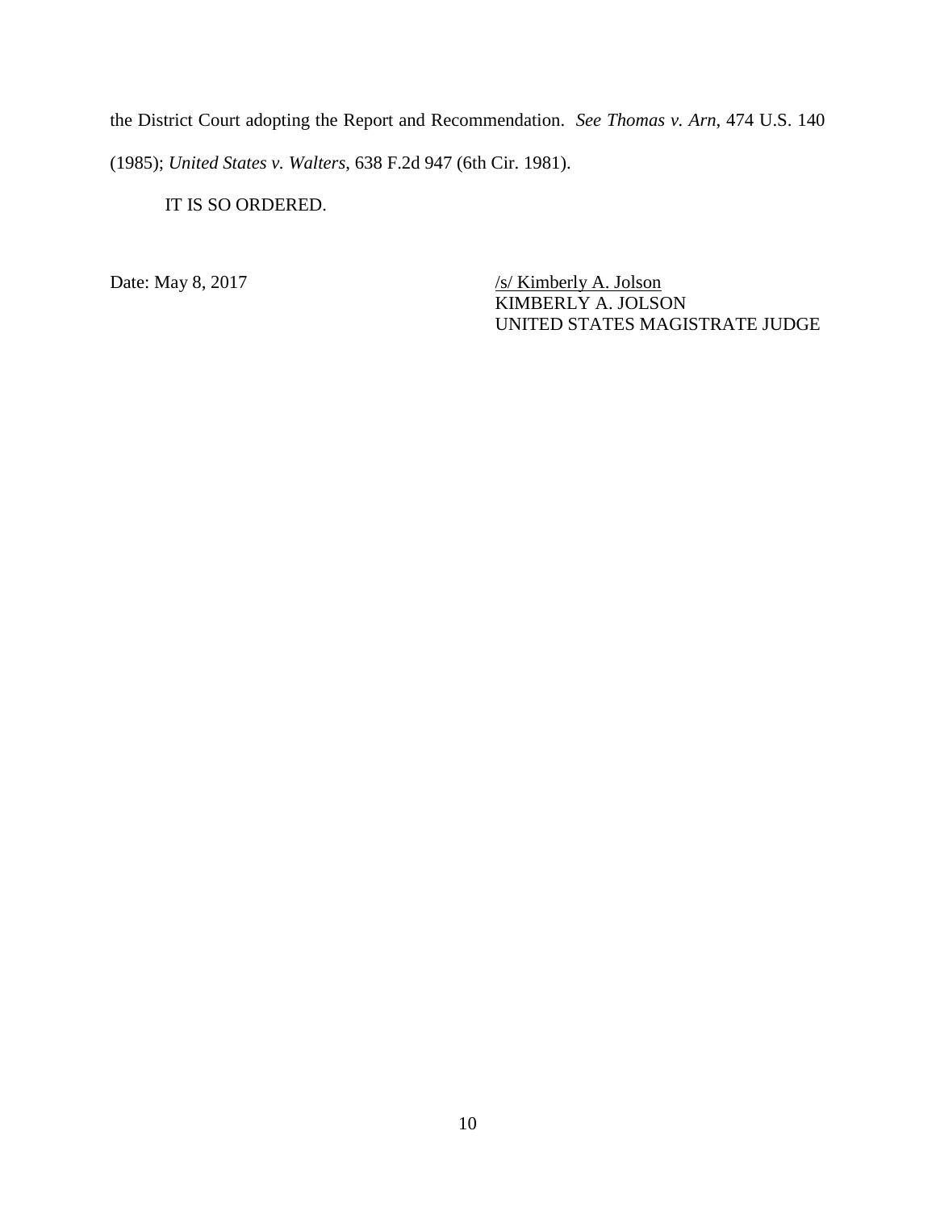the District Court adopting the Report and Recommendation. *See Thomas v. Arn*, 474 U.S. 140 (1985); *United States v. Walters*, 638 F.2d 947 (6th Cir. 1981).

IT IS SO ORDERED.

Date: May 8, 2017

/s/ Kimberly A. Jolson
KIMBERLY A. JOLSON
UNITED STATES MAGISTRATE JUDGE